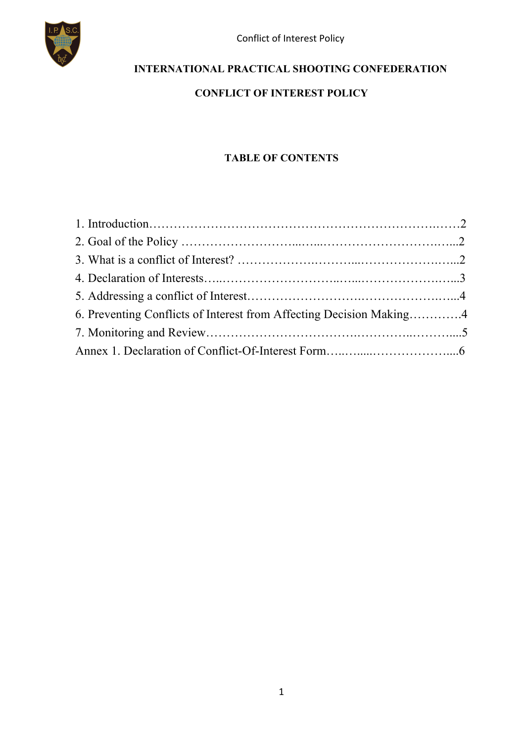# INTERNATIONAL PRACTICAL SHOOTING CONFEDERATION

# CONFLICT OF INTEREST POLICY

## TABLE OF CONTENTS

1. Introduction……………………………………………………………….……2
2. Goal of the Policy ……………………....…...………………………….…...2
3. What is a conflict of Interest? ……………….……...…………………….…...2
4. Declaration of Interests…..……………………..…...…………………..…...3
5. Addressing a conflict of Interest……………………….…………………..…...4
6. Preventing Conflicts of Interest from Affecting Decision Making…………4
7. Monitoring and Review…………………………….…………..………....5

Annex 1. Declaration of Conflict-Of-Interest Form…..…....………………....6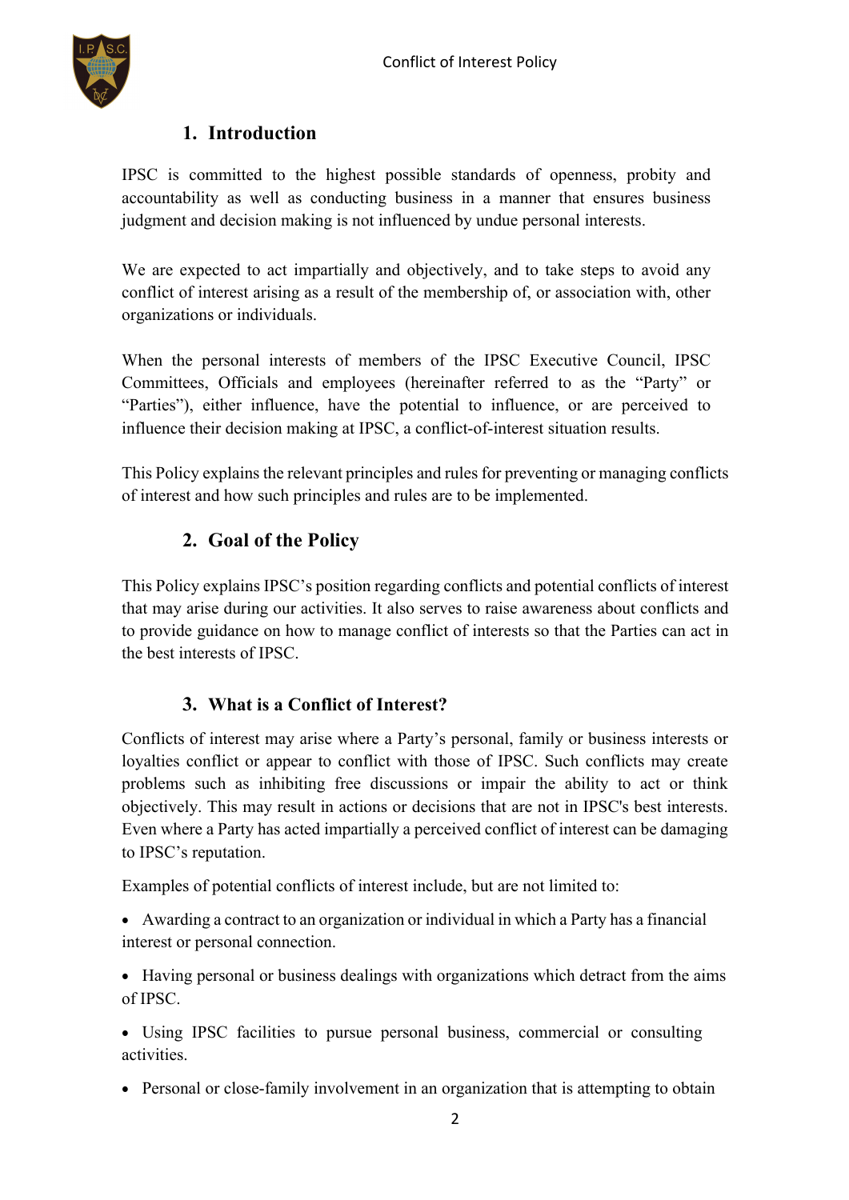## 1. Introduction

IPSC is committed to the highest possible standards of openness, probity and accountability as well as conducting business in a manner that ensures business judgment and decision making is not influenced by undue personal interests.

We are expected to act impartially and objectively, and to take steps to avoid any conflict of interest arising as a result of the membership of, or association with, other organizations or individuals.

When the personal interests of members of the IPSC Executive Council, IPSC Committees, Officials and employees (hereinafter referred to as the "Party" or "Parties"), either influence, have the potential to influence, or are perceived to influence their decision making at IPSC, a conflict-of-interest situation results.

This Policy explains the relevant principles and rules for preventing or managing conflicts of interest and how such principles and rules are to be implemented.

## 2. Goal of the Policy

This Policy explains IPSC's position regarding conflicts and potential conflicts of interest that may arise during our activities. It also serves to raise awareness about conflicts and to provide guidance on how to manage conflict of interests so that the Parties can act in the best interests of IPSC.

## 3. What is a Conflict of Interest?

Conflicts of interest may arise where a Party's personal, family or business interests or loyalties conflict or appear to conflict with those of IPSC. Such conflicts may create problems such as inhibiting free discussions or impair the ability to act or think objectively. This may result in actions or decisions that are not in IPSC's best interests. Even where a Party has acted impartially a perceived conflict of interest can be damaging to IPSC's reputation.

Examples of potential conflicts of interest include, but are not limited to:

- Awarding a contract to an organization or individual in which a Party has a financial interest or personal connection.
- Having personal or business dealings with organizations which detract from the aims of IPSC.
- Using IPSC facilities to pursue personal business, commercial or consulting activities.
- Personal or close-family involvement in an organization that is attempting to obtain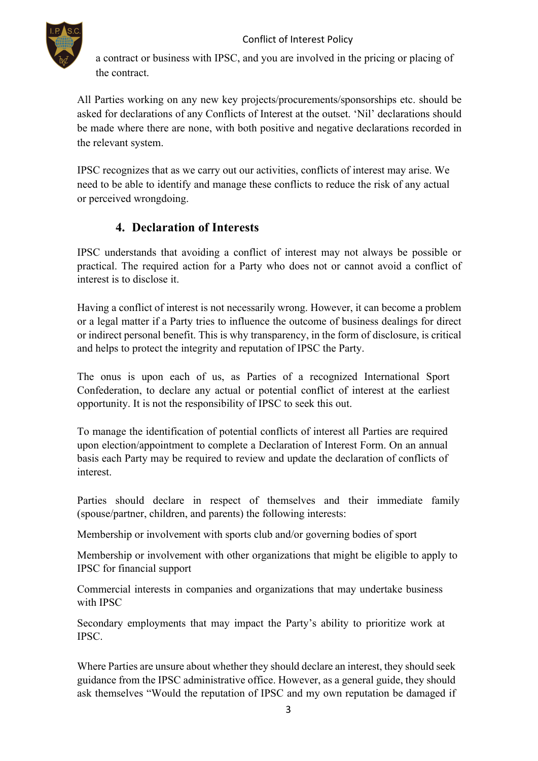a contract or business with IPSC, and you are involved in the pricing or placing of the contract.

All Parties working on any new key projects/procurements/sponsorships etc. should be asked for declarations of any Conflicts of Interest at the outset. 'Nil' declarations should be made where there are none, with both positive and negative declarations recorded in the relevant system.

IPSC recognizes that as we carry out our activities, conflicts of interest may arise. We need to be able to identify and manage these conflicts to reduce the risk of any actual or perceived wrongdoing.

## 4. Declaration of Interests

IPSC understands that avoiding a conflict of interest may not always be possible or practical. The required action for a Party who does not or cannot avoid a conflict of interest is to disclose it.

Having a conflict of interest is not necessarily wrong. However, it can become a problem or a legal matter if a Party tries to influence the outcome of business dealings for direct or indirect personal benefit. This is why transparency, in the form of disclosure, is critical and helps to protect the integrity and reputation of IPSC the Party.

The onus is upon each of us, as Parties of a recognized International Sport Confederation, to declare any actual or potential conflict of interest at the earliest opportunity. It is not the responsibility of IPSC to seek this out.

To manage the identification of potential conflicts of interest all Parties are required upon election/appointment to complete a Declaration of Interest Form. On an annual basis each Party may be required to review and update the declaration of conflicts of interest.

Parties should declare in respect of themselves and their immediate family (spouse/partner, children, and parents) the following interests:

Membership or involvement with sports club and/or governing bodies of sport

Membership or involvement with other organizations that might be eligible to apply to IPSC for financial support

Commercial interests in companies and organizations that may undertake business with IPSC

Secondary employments that may impact the Party's ability to prioritize work at IPSC.

Where Parties are unsure about whether they should declare an interest, they should seek guidance from the IPSC administrative office. However, as a general guide, they should ask themselves "Would the reputation of IPSC and my own reputation be damaged if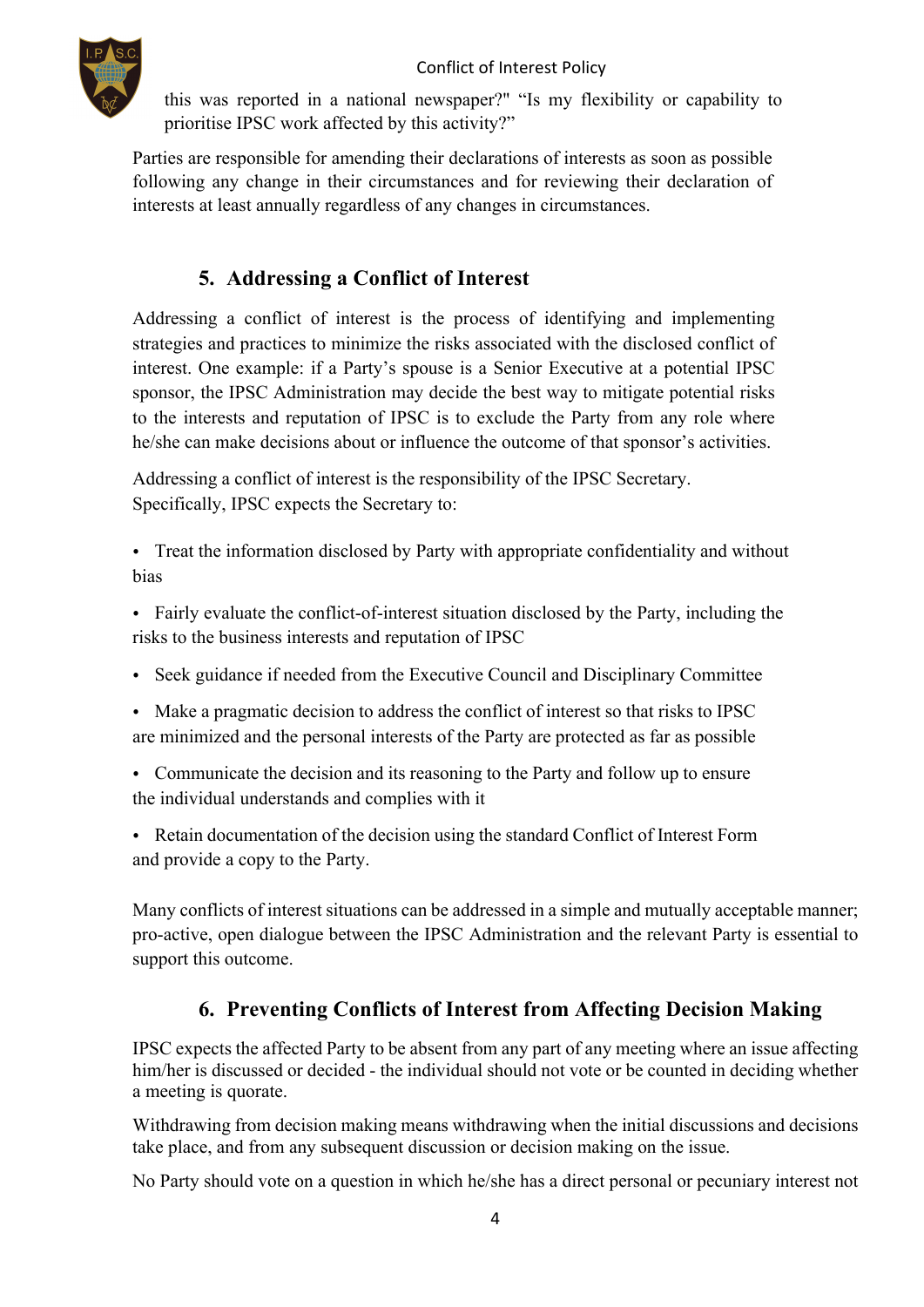this was reported in a national newspaper?" "Is my flexibility or capability to prioritise IPSC work affected by this activity?"

Parties are responsible for amending their declarations of interests as soon as possible following any change in their circumstances and for reviewing their declaration of interests at least annually regardless of any changes in circumstances.

## 5. Addressing a Conflict of Interest

Addressing a conflict of interest is the process of identifying and implementing strategies and practices to minimize the risks associated with the disclosed conflict of interest. One example: if a Party's spouse is a Senior Executive at a potential IPSC sponsor, the IPSC Administration may decide the best way to mitigate potential risks to the interests and reputation of IPSC is to exclude the Party from any role where he/she can make decisions about or influence the outcome of that sponsor's activities.

Addressing a conflict of interest is the responsibility of the IPSC Secretary. Specifically, IPSC expects the Secretary to:

- Treat the information disclosed by Party with appropriate confidentiality and without bias
- Fairly evaluate the conflict-of-interest situation disclosed by the Party, including the risks to the business interests and reputation of IPSC
- Seek guidance if needed from the Executive Council and Disciplinary Committee
- Make a pragmatic decision to address the conflict of interest so that risks to IPSC are minimized and the personal interests of the Party are protected as far as possible
- Communicate the decision and its reasoning to the Party and follow up to ensure the individual understands and complies with it
- Retain documentation of the decision using the standard Conflict of Interest Form and provide a copy to the Party.

Many conflicts of interest situations can be addressed in a simple and mutually acceptable manner; pro-active, open dialogue between the IPSC Administration and the relevant Party is essential to support this outcome.

## 6. Preventing Conflicts of Interest from Affecting Decision Making

IPSC expects the affected Party to be absent from any part of any meeting where an issue affecting him/her is discussed or decided - the individual should not vote or be counted in deciding whether a meeting is quorate.

Withdrawing from decision making means withdrawing when the initial discussions and decisions take place, and from any subsequent discussion or decision making on the issue.

No Party should vote on a question in which he/she has a direct personal or pecuniary interest not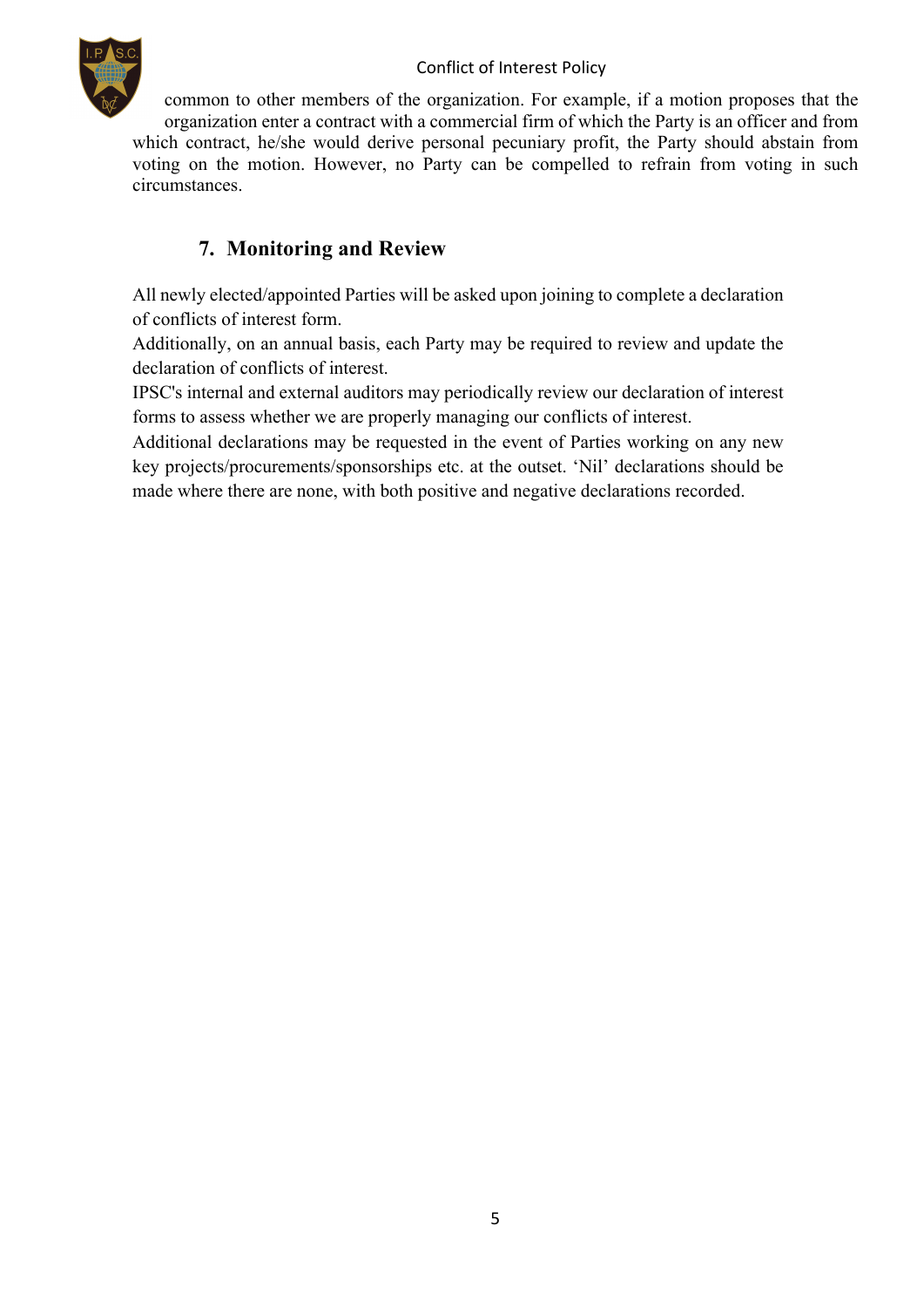common to other members of the organization. For example, if a motion proposes that the organization enter a contract with a commercial firm of which the Party is an officer and from which contract, he/she would derive personal pecuniary profit, the Party should abstain from voting on the motion. However, no Party can be compelled to refrain from voting in such circumstances.

## 7. Monitoring and Review

All newly elected/appointed Parties will be asked upon joining to complete a declaration of conflicts of interest form.
Additionally, on an annual basis, each Party may be required to review and update the declaration of conflicts of interest.
IPSC's internal and external auditors may periodically review our declaration of interest forms to assess whether we are properly managing our conflicts of interest.
Additional declarations may be requested in the event of Parties working on any new key projects/procurements/sponsorships etc. at the outset. 'Nil' declarations should be made where there are none, with both positive and negative declarations recorded.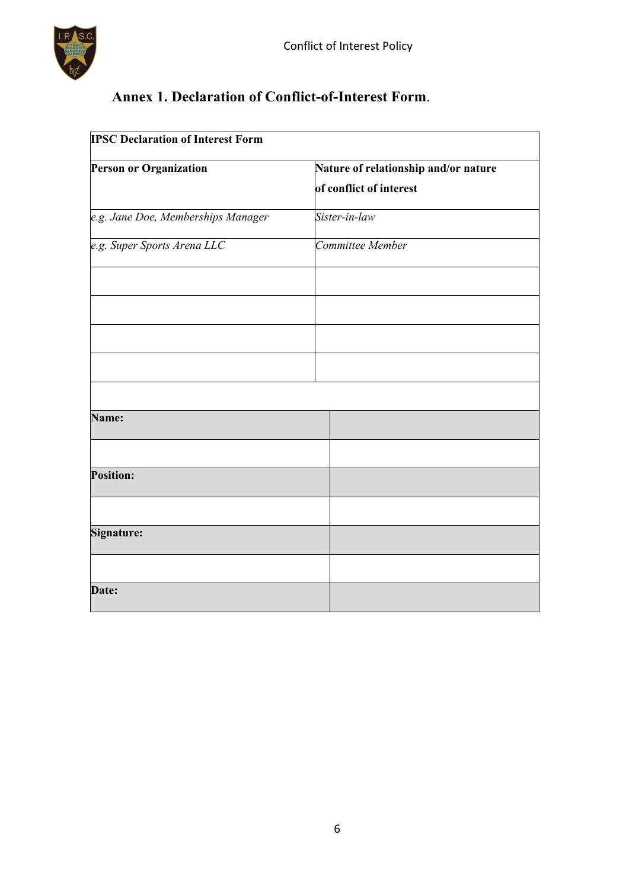## Annex 1. Declaration of Conflict-of-Interest Form.

| IPSC Declaration of Interest Form | |
|---|---|
| **Person or Organization** | **Nature of relationship and/or nature of conflict of interest** |
| *e.g. Jane Doe, Memberships Manager* | *Sister-in-law* |
| *e.g. Super Sports Arena LLC* | *Committee Member* |
| | |
| | |
| | |
| | |
| | |
| **Name:** | |
| | |
| **Position:** | |
| | |
| **Signature:** | |
| | |
| **Date:** | |